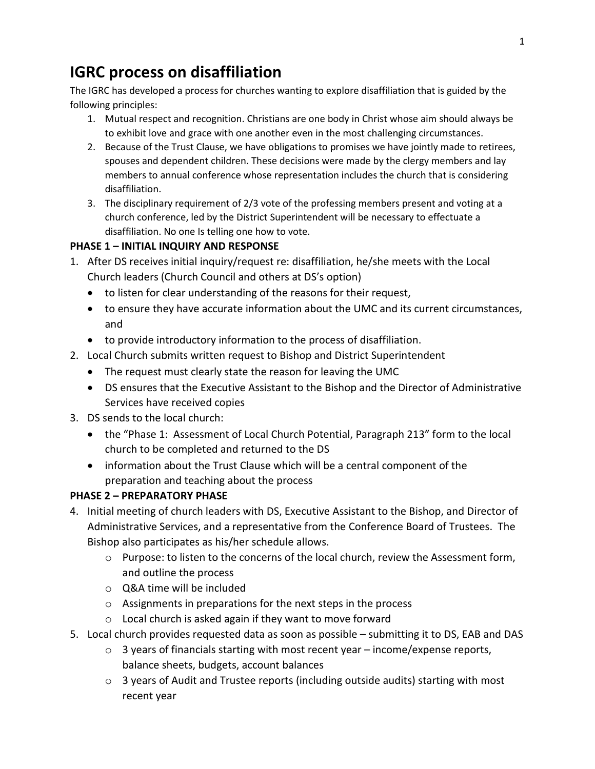# IGRC process on disaffiliation

The IGRC has developed a process for churches wanting to explore disaffiliation that is guided by the following principles:

1. Mutual respect and recognition. Christians are one body in Christ whose aim should always be to exhibit love and grace with one another even in the most challenging circumstances.
2. Because of the Trust Clause, we have obligations to promises we have jointly made to retirees, spouses and dependent children. These decisions were made by the clergy members and lay members to annual conference whose representation includes the church that is considering disaffiliation.
3. The disciplinary requirement of 2/3 vote of the professing members present and voting at a church conference, led by the District Superintendent will be necessary to effectuate a disaffiliation. No one Is telling one how to vote.

**PHASE 1 – INITIAL INQUIRY AND RESPONSE**

1. After DS receives initial inquiry/request re: disaffiliation, he/she meets with the Local Church leaders (Church Council and others at DS's option)
   - to listen for clear understanding of the reasons for their request,
   - to ensure they have accurate information about the UMC and its current circumstances, and
   - to provide introductory information to the process of disaffiliation.
2. Local Church submits written request to Bishop and District Superintendent
   - The request must clearly state the reason for leaving the UMC
   - DS ensures that the Executive Assistant to the Bishop and the Director of Administrative Services have received copies
3. DS sends to the local church:
   - the "Phase 1: Assessment of Local Church Potential, Paragraph 213" form to the local church to be completed and returned to the DS
   - information about the Trust Clause which will be a central component of the preparation and teaching about the process

**PHASE 2 – PREPARATORY PHASE**

4. Initial meeting of church leaders with DS, Executive Assistant to the Bishop, and Director of Administrative Services, and a representative from the Conference Board of Trustees. The Bishop also participates as his/her schedule allows.
   - Purpose: to listen to the concerns of the local church, review the Assessment form, and outline the process
   - Q&A time will be included
   - Assignments in preparations for the next steps in the process
   - Local church is asked again if they want to move forward
5. Local church provides requested data as soon as possible – submitting it to DS, EAB and DAS
   - 3 years of financials starting with most recent year – income/expense reports, balance sheets, budgets, account balances
   - 3 years of Audit and Trustee reports (including outside audits) starting with most recent year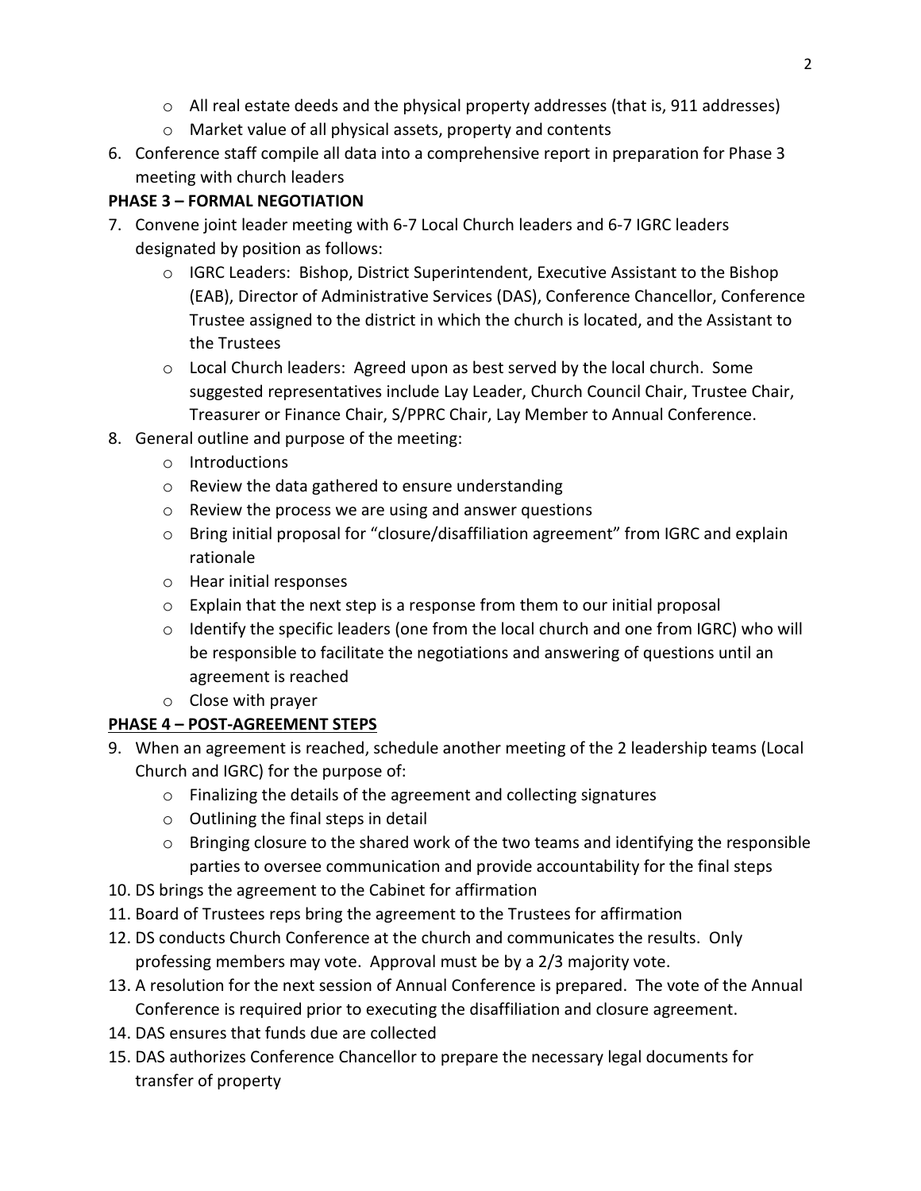- All real estate deeds and the physical property addresses (that is, 911 addresses)
  - Market value of all physical assets, property and contents

6. Conference staff compile all data into a comprehensive report in preparation for Phase 3 meeting with church leaders

**PHASE 3 – FORMAL NEGOTIATION**

7. Convene joint leader meeting with 6-7 Local Church leaders and 6-7 IGRC leaders designated by position as follows:
   - IGRC Leaders: Bishop, District Superintendent, Executive Assistant to the Bishop (EAB), Director of Administrative Services (DAS), Conference Chancellor, Conference Trustee assigned to the district in which the church is located, and the Assistant to the Trustees
   - Local Church leaders: Agreed upon as best served by the local church. Some suggested representatives include Lay Leader, Church Council Chair, Trustee Chair, Treasurer or Finance Chair, S/PPRC Chair, Lay Member to Annual Conference.
8. General outline and purpose of the meeting:
   - Introductions
   - Review the data gathered to ensure understanding
   - Review the process we are using and answer questions
   - Bring initial proposal for "closure/disaffiliation agreement" from IGRC and explain rationale
   - Hear initial responses
   - Explain that the next step is a response from them to our initial proposal
   - Identify the specific leaders (one from the local church and one from IGRC) who will be responsible to facilitate the negotiations and answering of questions until an agreement is reached
   - Close with prayer

**<u>PHASE 4 – POST-AGREEMENT STEPS</u>**

9. When an agreement is reached, schedule another meeting of the 2 leadership teams (Local Church and IGRC) for the purpose of:
   - Finalizing the details of the agreement and collecting signatures
   - Outlining the final steps in detail
   - Bringing closure to the shared work of the two teams and identifying the responsible parties to oversee communication and provide accountability for the final steps
10. DS brings the agreement to the Cabinet for affirmation
11. Board of Trustees reps bring the agreement to the Trustees for affirmation
12. DS conducts Church Conference at the church and communicates the results. Only professing members may vote. Approval must be by a 2/3 majority vote.
13. A resolution for the next session of Annual Conference is prepared. The vote of the Annual Conference is required prior to executing the disaffiliation and closure agreement.
14. DAS ensures that funds due are collected
15. DAS authorizes Conference Chancellor to prepare the necessary legal documents for transfer of property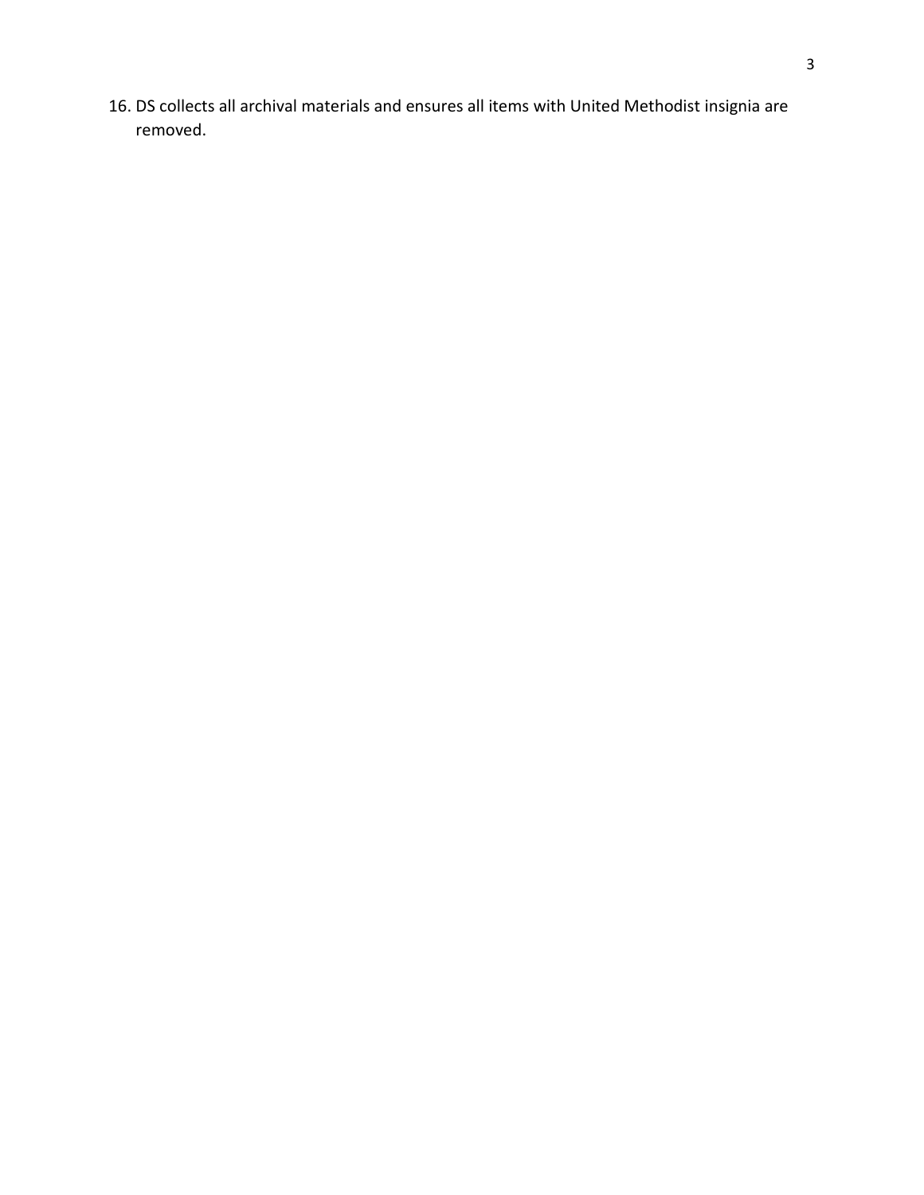16. DS collects all archival materials and ensures all items with United Methodist insignia are removed.